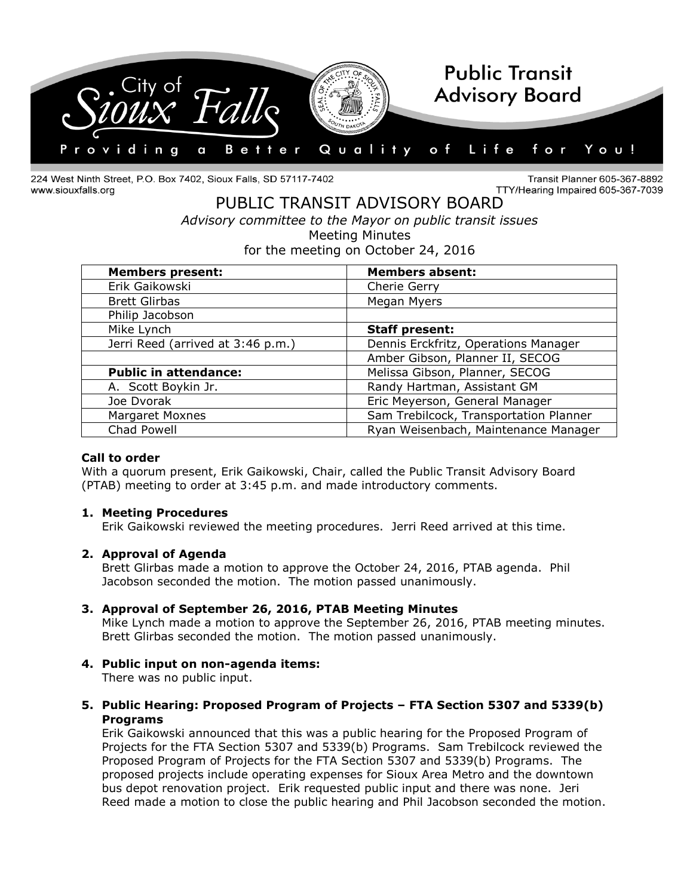City of Sioux Falls — Public Transit Advisory Board

Providing a Better Quality of Life for You!

224 West Ninth Street, P.O. Box 7402, Sioux Falls, SD 57117-7402
www.siouxfalls.org

Transit Planner 605-367-8892
TTY/Hearing Impaired 605-367-7039

# PUBLIC TRANSIT ADVISORY BOARD

*Advisory committee to the Mayor on public transit issues*

Meeting Minutes

for the meeting on October 24, 2016

| **Members present:** | **Members absent:** |
|---|---|
| Erik Gaikowski | Cherie Gerry |
| Brett Glirbas | Megan Myers |
| Philip Jacobson | |
| Mike Lynch | **Staff present:** |
| Jerri Reed (arrived at 3:46 p.m.) | Dennis Erckfritz, Operations Manager |
| | Amber Gibson, Planner II, SECOG |
| **Public in attendance:** | Melissa Gibson, Planner, SECOG |
| A. Scott Boykin Jr. | Randy Hartman, Assistant GM |
| Joe Dvorak | Eric Meyerson, General Manager |
| Margaret Moxnes | Sam Trebilcock, Transportation Planner |
| Chad Powell | Ryan Weisenbach, Maintenance Manager |

**Call to order**

With a quorum present, Erik Gaikowski, Chair, called the Public Transit Advisory Board (PTAB) meeting to order at 3:45 p.m. and made introductory comments.

1. **Meeting Procedures**
   Erik Gaikowski reviewed the meeting procedures. Jerri Reed arrived at this time.

2. **Approval of Agenda**
   Brett Glirbas made a motion to approve the October 24, 2016, PTAB agenda. Phil Jacobson seconded the motion. The motion passed unanimously.

3. **Approval of September 26, 2016, PTAB Meeting Minutes**
   Mike Lynch made a motion to approve the September 26, 2016, PTAB meeting minutes. Brett Glirbas seconded the motion. The motion passed unanimously.

4. **Public input on non-agenda items:**
   There was no public input.

5. **Public Hearing: Proposed Program of Projects – FTA Section 5307 and 5339(b) Programs**
   Erik Gaikowski announced that this was a public hearing for the Proposed Program of Projects for the FTA Section 5307 and 5339(b) Programs. Sam Trebilcock reviewed the Proposed Program of Projects for the FTA Section 5307 and 5339(b) Programs. The proposed projects include operating expenses for Sioux Area Metro and the downtown bus depot renovation project. Erik requested public input and there was none. Jeri Reed made a motion to close the public hearing and Phil Jacobson seconded the motion.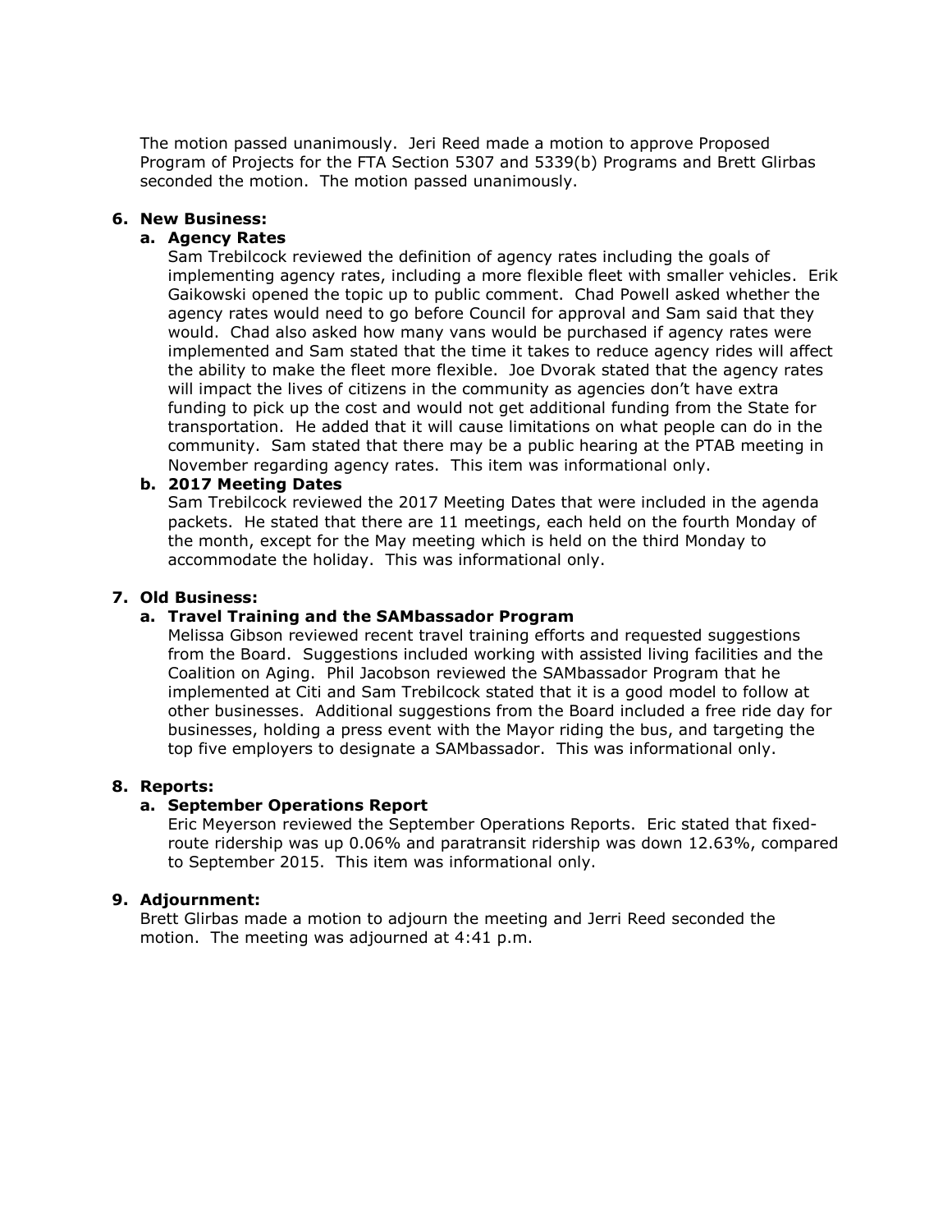The motion passed unanimously. Jeri Reed made a motion to approve Proposed Program of Projects for the FTA Section 5307 and 5339(b) Programs and Brett Glirbas seconded the motion. The motion passed unanimously.

**6. New Business:**

**a. Agency Rates**

Sam Trebilcock reviewed the definition of agency rates including the goals of implementing agency rates, including a more flexible fleet with smaller vehicles. Erik Gaikowski opened the topic up to public comment. Chad Powell asked whether the agency rates would need to go before Council for approval and Sam said that they would. Chad also asked how many vans would be purchased if agency rates were implemented and Sam stated that the time it takes to reduce agency rides will affect the ability to make the fleet more flexible. Joe Dvorak stated that the agency rates will impact the lives of citizens in the community as agencies don't have extra funding to pick up the cost and would not get additional funding from the State for transportation. He added that it will cause limitations on what people can do in the community. Sam stated that there may be a public hearing at the PTAB meeting in November regarding agency rates. This item was informational only.

**b. 2017 Meeting Dates**

Sam Trebilcock reviewed the 2017 Meeting Dates that were included in the agenda packets. He stated that there are 11 meetings, each held on the fourth Monday of the month, except for the May meeting which is held on the third Monday to accommodate the holiday. This was informational only.

**7. Old Business:**

**a. Travel Training and the SAMbassador Program**

Melissa Gibson reviewed recent travel training efforts and requested suggestions from the Board. Suggestions included working with assisted living facilities and the Coalition on Aging. Phil Jacobson reviewed the SAMbassador Program that he implemented at Citi and Sam Trebilcock stated that it is a good model to follow at other businesses. Additional suggestions from the Board included a free ride day for businesses, holding a press event with the Mayor riding the bus, and targeting the top five employers to designate a SAMbassador. This was informational only.

**8. Reports:**

**a. September Operations Report**

Eric Meyerson reviewed the September Operations Reports. Eric stated that fixed-route ridership was up 0.06% and paratransit ridership was down 12.63%, compared to September 2015. This item was informational only.

**9. Adjournment:**

Brett Glirbas made a motion to adjourn the meeting and Jerri Reed seconded the motion. The meeting was adjourned at 4:41 p.m.